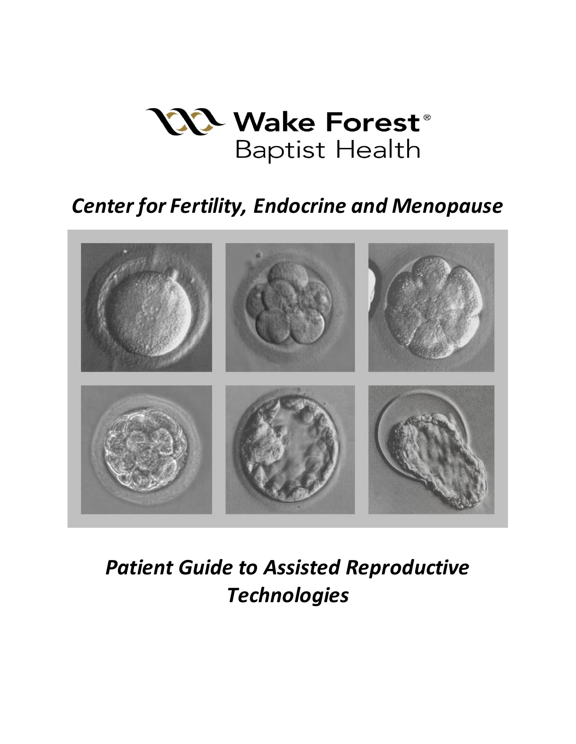Wake Forest®
Baptist Health

# *Center for Fertility, Endocrine and Menopause*

# *Patient Guide to Assisted Reproductive Technologies*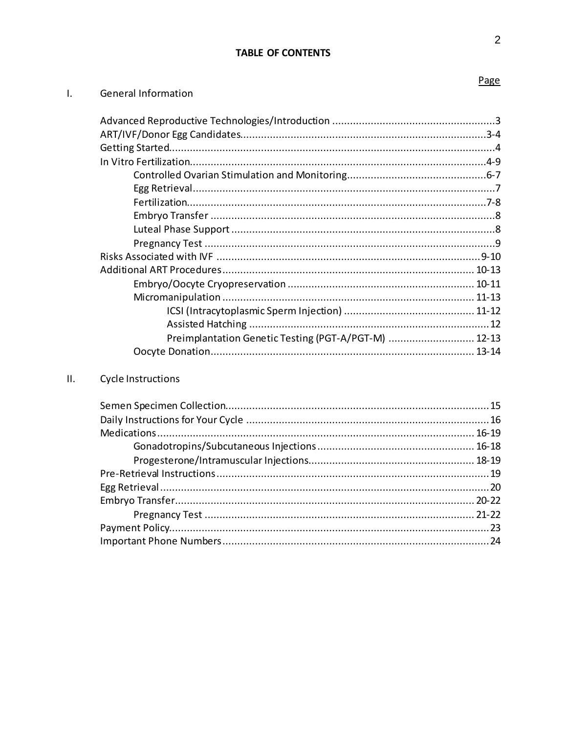# TABLE OF CONTENTS

| | | Page |
|---|---|---|
| I. | **General Information** | |
| | Advanced Reproductive Technologies/Introduction | 3 |
| | ART/IVF/Donor Egg Candidates | 3-4 |
| | Getting Started | 4 |
| | In Vitro Fertilization | 4-9 |
| | &nbsp;&nbsp;&nbsp;&nbsp;Controlled Ovarian Stimulation and Monitoring | 6-7 |
| | &nbsp;&nbsp;&nbsp;&nbsp;Egg Retrieval | 7 |
| | &nbsp;&nbsp;&nbsp;&nbsp;Fertilization | 7-8 |
| | &nbsp;&nbsp;&nbsp;&nbsp;Embryo Transfer | 8 |
| | &nbsp;&nbsp;&nbsp;&nbsp;Luteal Phase Support | 8 |
| | &nbsp;&nbsp;&nbsp;&nbsp;Pregnancy Test | 9 |
| | Risks Associated with IVF | 9-10 |
| | Additional ART Procedures | 10-13 |
| | &nbsp;&nbsp;&nbsp;&nbsp;Embryo/Oocyte Cryopreservation | 10-11 |
| | &nbsp;&nbsp;&nbsp;&nbsp;Micromanipulation | 11-13 |
| | &nbsp;&nbsp;&nbsp;&nbsp;&nbsp;&nbsp;&nbsp;&nbsp;ICSI (Intracytoplasmic Sperm Injection) | 11-12 |
| | &nbsp;&nbsp;&nbsp;&nbsp;&nbsp;&nbsp;&nbsp;&nbsp;Assisted Hatching | 12 |
| | &nbsp;&nbsp;&nbsp;&nbsp;&nbsp;&nbsp;&nbsp;&nbsp;Preimplantation Genetic Testing (PGT-A/PGT-M) | 12-13 |
| | &nbsp;&nbsp;&nbsp;&nbsp;Oocyte Donation | 13-14 |
| II. | **Cycle Instructions** | |
| | Semen Specimen Collection | 15 |
| | Daily Instructions for Your Cycle | 16 |
| | Medications | 16-19 |
| | &nbsp;&nbsp;&nbsp;&nbsp;Gonadotropins/Subcutaneous Injections | 16-18 |
| | &nbsp;&nbsp;&nbsp;&nbsp;Progesterone/Intramuscular Injections | 18-19 |
| | Pre-Retrieval Instructions | 19 |
| | Egg Retrieval | 20 |
| | Embryo Transfer | 20-22 |
| | &nbsp;&nbsp;&nbsp;&nbsp;Pregnancy Test | 21-22 |
| | Payment Policy | 23 |
| | Important Phone Numbers | 24 |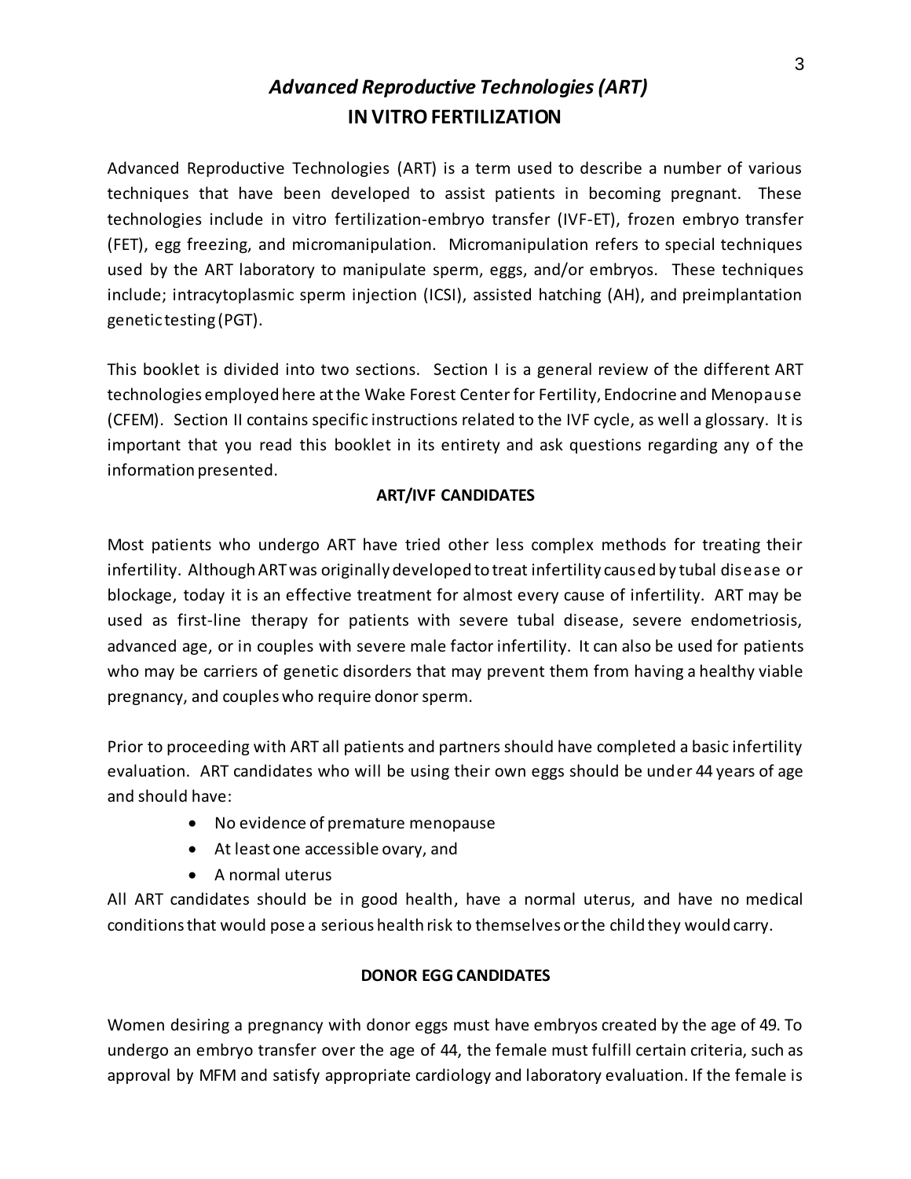# *Advanced Reproductive Technologies (ART)*
# IN VITRO FERTILIZATION

Advanced Reproductive Technologies (ART) is a term used to describe a number of various techniques that have been developed to assist patients in becoming pregnant. These technologies include in vitro fertilization-embryo transfer (IVF-ET), frozen embryo transfer (FET), egg freezing, and micromanipulation. Micromanipulation refers to special techniques used by the ART laboratory to manipulate sperm, eggs, and/or embryos. These techniques include; intracytoplasmic sperm injection (ICSI), assisted hatching (AH), and preimplantation genetic testing (PGT).

This booklet is divided into two sections. Section I is a general review of the different ART technologies employed here at the Wake Forest Center for Fertility, Endocrine and Menopause (CFEM). Section II contains specific instructions related to the IVF cycle, as well a glossary. It is important that you read this booklet in its entirety and ask questions regarding any of the information presented.

## ART/IVF CANDIDATES

Most patients who undergo ART have tried other less complex methods for treating their infertility. Although ART was originally developed to treat infertility caused by tubal disease or blockage, today it is an effective treatment for almost every cause of infertility. ART may be used as first-line therapy for patients with severe tubal disease, severe endometriosis, advanced age, or in couples with severe male factor infertility. It can also be used for patients who may be carriers of genetic disorders that may prevent them from having a healthy viable pregnancy, and couples who require donor sperm.

Prior to proceeding with ART all patients and partners should have completed a basic infertility evaluation. ART candidates who will be using their own eggs should be under 44 years of age and should have:

- No evidence of premature menopause
- At least one accessible ovary, and
- A normal uterus

All ART candidates should be in good health, have a normal uterus, and have no medical conditions that would pose a serious health risk to themselves or the child they would carry.

## DONOR EGG CANDIDATES

Women desiring a pregnancy with donor eggs must have embryos created by the age of 49. To undergo an embryo transfer over the age of 44, the female must fulfill certain criteria, such as approval by MFM and satisfy appropriate cardiology and laboratory evaluation. If the female is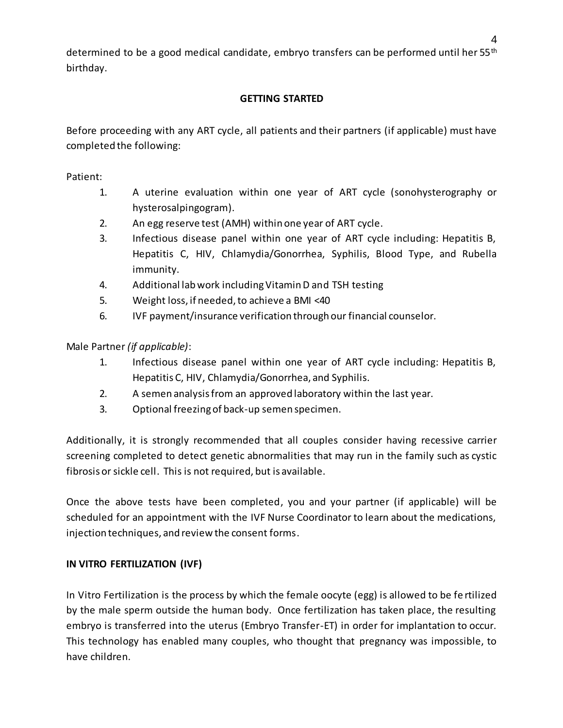determined to be a good medical candidate, embryo transfers can be performed until her 55th birthday.

## GETTING STARTED

Before proceeding with any ART cycle, all patients and their partners (if applicable) must have completed the following:

Patient:

1. A uterine evaluation within one year of ART cycle (sonohysterography or hysterosalpingogram).
2. An egg reserve test (AMH) within one year of ART cycle.
3. Infectious disease panel within one year of ART cycle including: Hepatitis B, Hepatitis C, HIV, Chlamydia/Gonorrhea, Syphilis, Blood Type, and Rubella immunity.
4. Additional lab work including Vitamin D and TSH testing
5. Weight loss, if needed, to achieve a BMI <40
6. IVF payment/insurance verification through our financial counselor.

Male Partner *(if applicable)*:

1. Infectious disease panel within one year of ART cycle including: Hepatitis B, Hepatitis C, HIV, Chlamydia/Gonorrhea, and Syphilis.
2. A semen analysis from an approved laboratory within the last year.
3. Optional freezing of back-up semen specimen.

Additionally, it is strongly recommended that all couples consider having recessive carrier screening completed to detect genetic abnormalities that may run in the family such as cystic fibrosis or sickle cell. This is not required, but is available.

Once the above tests have been completed, you and your partner (if applicable) will be scheduled for an appointment with the IVF Nurse Coordinator to learn about the medications, injection techniques, and review the consent forms.

## IN VITRO FERTILIZATION (IVF)

In Vitro Fertilization is the process by which the female oocyte (egg) is allowed to be fertilized by the male sperm outside the human body. Once fertilization has taken place, the resulting embryo is transferred into the uterus (Embryo Transfer-ET) in order for implantation to occur. This technology has enabled many couples, who thought that pregnancy was impossible, to have children.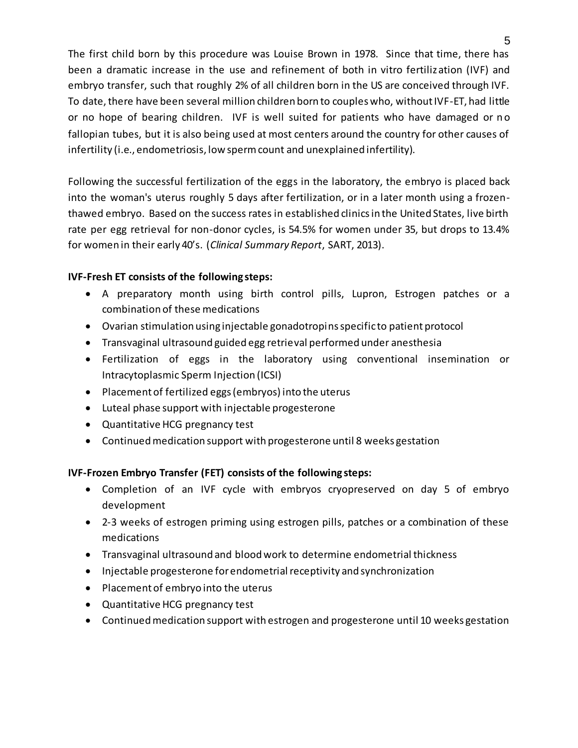The first child born by this procedure was Louise Brown in 1978. Since that time, there has been a dramatic increase in the use and refinement of both in vitro fertilization (IVF) and embryo transfer, such that roughly 2% of all children born in the US are conceived through IVF. To date, there have been several million children born to couples who, without IVF-ET, had little or no hope of bearing children. IVF is well suited for patients who have damaged or no fallopian tubes, but it is also being used at most centers around the country for other causes of infertility (i.e., endometriosis, low sperm count and unexplained infertility).

Following the successful fertilization of the eggs in the laboratory, the embryo is placed back into the woman's uterus roughly 5 days after fertilization, or in a later month using a frozen-thawed embryo. Based on the success rates in established clinics in the United States, live birth rate per egg retrieval for non-donor cycles, is 54.5% for women under 35, but drops to 13.4% for women in their early 40's. (*Clinical Summary Report*, SART, 2013).

**IVF-Fresh ET consists of the following steps:**

- A preparatory month using birth control pills, Lupron, Estrogen patches or a combination of these medications
- Ovarian stimulation using injectable gonadotropins specific to patient protocol
- Transvaginal ultrasound guided egg retrieval performed under anesthesia
- Fertilization of eggs in the laboratory using conventional insemination or Intracytoplasmic Sperm Injection (ICSI)
- Placement of fertilized eggs (embryos) into the uterus
- Luteal phase support with injectable progesterone
- Quantitative HCG pregnancy test
- Continued medication support with progesterone until 8 weeks gestation

**IVF-Frozen Embryo Transfer (FET) consists of the following steps:**

- Completion of an IVF cycle with embryos cryopreserved on day 5 of embryo development
- 2-3 weeks of estrogen priming using estrogen pills, patches or a combination of these medications
- Transvaginal ultrasound and blood work to determine endometrial thickness
- Injectable progesterone for endometrial receptivity and synchronization
- Placement of embryo into the uterus
- Quantitative HCG pregnancy test
- Continued medication support with estrogen and progesterone until 10 weeks gestation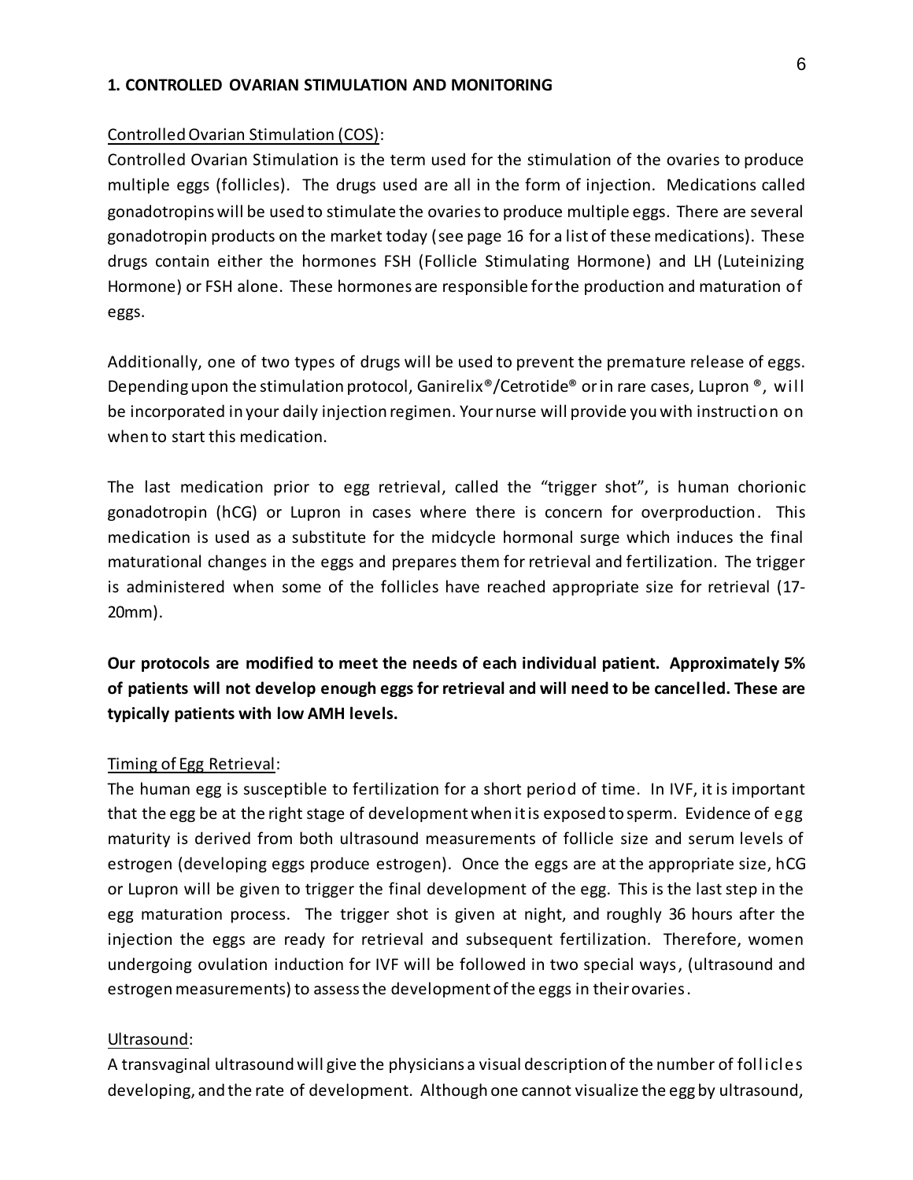## 1. CONTROLLED OVARIAN STIMULATION AND MONITORING

### Controlled Ovarian Stimulation (COS):

Controlled Ovarian Stimulation is the term used for the stimulation of the ovaries to produce multiple eggs (follicles). The drugs used are all in the form of injection. Medications called gonadotropins will be used to stimulate the ovaries to produce multiple eggs. There are several gonadotropin products on the market today (see page 16 for a list of these medications). These drugs contain either the hormones FSH (Follicle Stimulating Hormone) and LH (Luteinizing Hormone) or FSH alone. These hormones are responsible for the production and maturation of eggs.

Additionally, one of two types of drugs will be used to prevent the premature release of eggs. Depending upon the stimulation protocol, Ganirelix®/Cetrotide® or in rare cases, Lupron ®, will be incorporated in your daily injection regimen. Your nurse will provide you with instruction on when to start this medication.

The last medication prior to egg retrieval, called the "trigger shot", is human chorionic gonadotropin (hCG) or Lupron in cases where there is concern for overproduction. This medication is used as a substitute for the midcycle hormonal surge which induces the final maturational changes in the eggs and prepares them for retrieval and fertilization. The trigger is administered when some of the follicles have reached appropriate size for retrieval (17-20mm).

**Our protocols are modified to meet the needs of each individual patient. Approximately 5% of patients will not develop enough eggs for retrieval and will need to be cancelled. These are typically patients with low AMH levels.**

### Timing of Egg Retrieval:

The human egg is susceptible to fertilization for a short period of time. In IVF, it is important that the egg be at the right stage of development when it is exposed to sperm. Evidence of egg maturity is derived from both ultrasound measurements of follicle size and serum levels of estrogen (developing eggs produce estrogen). Once the eggs are at the appropriate size, hCG or Lupron will be given to trigger the final development of the egg. This is the last step in the egg maturation process. The trigger shot is given at night, and roughly 36 hours after the injection the eggs are ready for retrieval and subsequent fertilization. Therefore, women undergoing ovulation induction for IVF will be followed in two special ways, (ultrasound and estrogen measurements) to assess the development of the eggs in their ovaries.

### Ultrasound:

A transvaginal ultrasound will give the physicians a visual description of the number of follicles developing, and the rate of development. Although one cannot visualize the egg by ultrasound,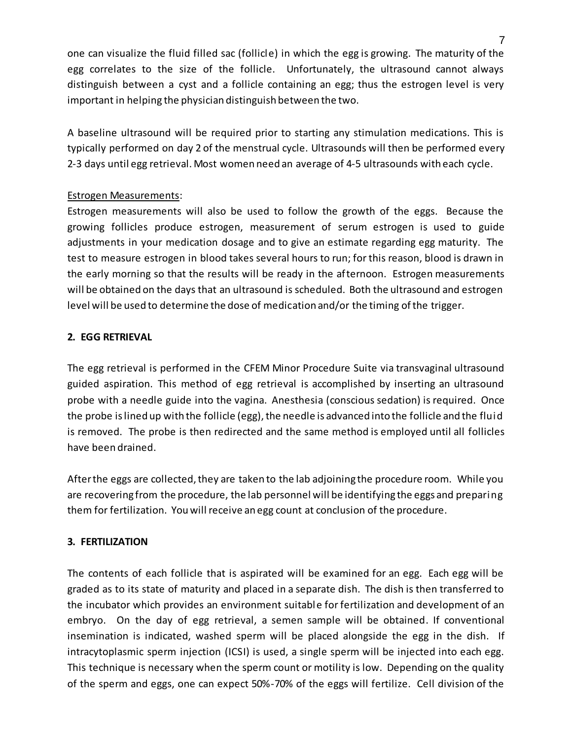one can visualize the fluid filled sac (follicle) in which the egg is growing. The maturity of the egg correlates to the size of the follicle. Unfortunately, the ultrasound cannot always distinguish between a cyst and a follicle containing an egg; thus the estrogen level is very important in helping the physician distinguish between the two.

A baseline ultrasound will be required prior to starting any stimulation medications. This is typically performed on day 2 of the menstrual cycle. Ultrasounds will then be performed every 2-3 days until egg retrieval. Most women need an average of 4-5 ultrasounds with each cycle.

Estrogen Measurements:

Estrogen measurements will also be used to follow the growth of the eggs. Because the growing follicles produce estrogen, measurement of serum estrogen is used to guide adjustments in your medication dosage and to give an estimate regarding egg maturity. The test to measure estrogen in blood takes several hours to run; for this reason, blood is drawn in the early morning so that the results will be ready in the afternoon. Estrogen measurements will be obtained on the days that an ultrasound is scheduled. Both the ultrasound and estrogen level will be used to determine the dose of medication and/or the timing of the trigger.

**2. EGG RETRIEVAL**

The egg retrieval is performed in the CFEM Minor Procedure Suite via transvaginal ultrasound guided aspiration. This method of egg retrieval is accomplished by inserting an ultrasound probe with a needle guide into the vagina. Anesthesia (conscious sedation) is required. Once the probe is lined up with the follicle (egg), the needle is advanced into the follicle and the fluid is removed. The probe is then redirected and the same method is employed until all follicles have been drained.

After the eggs are collected, they are taken to the lab adjoining the procedure room. While you are recovering from the procedure, the lab personnel will be identifying the eggs and preparing them for fertilization. You will receive an egg count at conclusion of the procedure.

**3. FERTILIZATION**

The contents of each follicle that is aspirated will be examined for an egg. Each egg will be graded as to its state of maturity and placed in a separate dish. The dish is then transferred to the incubator which provides an environment suitable for fertilization and development of an embryo. On the day of egg retrieval, a semen sample will be obtained. If conventional insemination is indicated, washed sperm will be placed alongside the egg in the dish. If intracytoplasmic sperm injection (ICSI) is used, a single sperm will be injected into each egg. This technique is necessary when the sperm count or motility is low. Depending on the quality of the sperm and eggs, one can expect 50%-70% of the eggs will fertilize. Cell division of the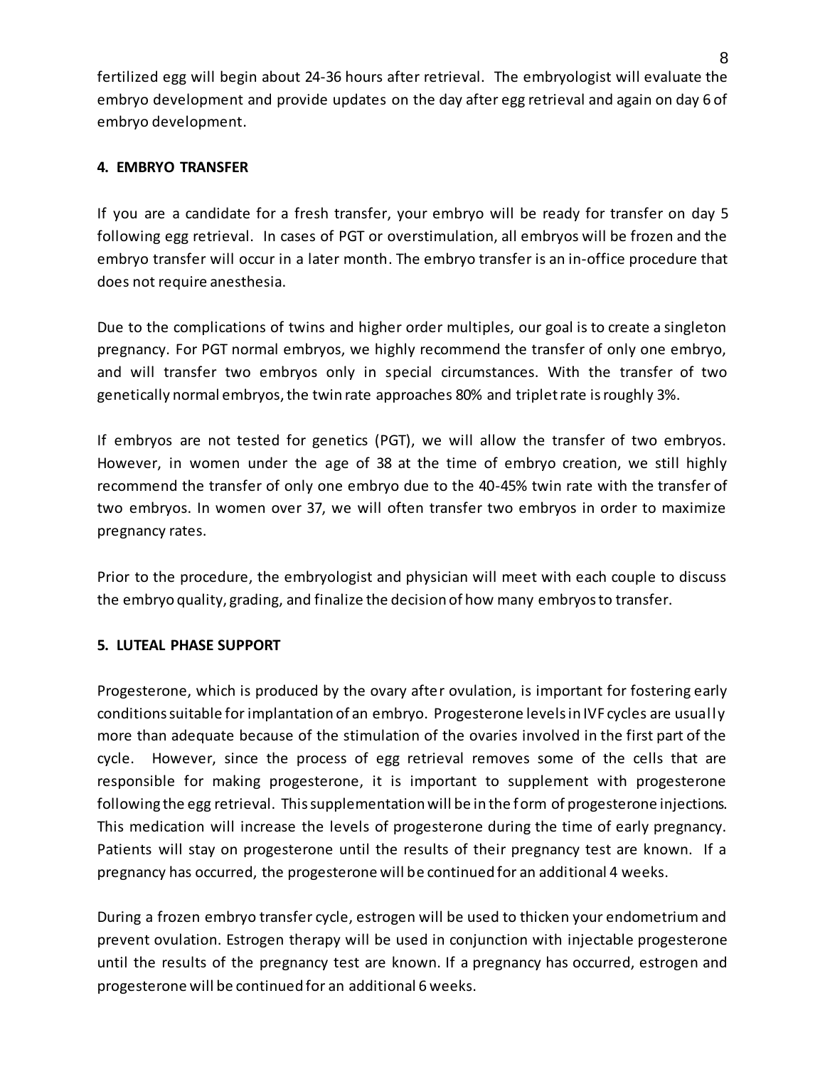fertilized egg will begin about 24-36 hours after retrieval. The embryologist will evaluate the embryo development and provide updates on the day after egg retrieval and again on day 6 of embryo development.

**4. EMBRYO TRANSFER**

If you are a candidate for a fresh transfer, your embryo will be ready for transfer on day 5 following egg retrieval. In cases of PGT or overstimulation, all embryos will be frozen and the embryo transfer will occur in a later month. The embryo transfer is an in-office procedure that does not require anesthesia.

Due to the complications of twins and higher order multiples, our goal is to create a singleton pregnancy. For PGT normal embryos, we highly recommend the transfer of only one embryo, and will transfer two embryos only in special circumstances. With the transfer of two genetically normal embryos, the twin rate approaches 80% and triplet rate is roughly 3%.

If embryos are not tested for genetics (PGT), we will allow the transfer of two embryos. However, in women under the age of 38 at the time of embryo creation, we still highly recommend the transfer of only one embryo due to the 40-45% twin rate with the transfer of two embryos. In women over 37, we will often transfer two embryos in order to maximize pregnancy rates.

Prior to the procedure, the embryologist and physician will meet with each couple to discuss the embryo quality, grading, and finalize the decision of how many embryos to transfer.

**5. LUTEAL PHASE SUPPORT**

Progesterone, which is produced by the ovary after ovulation, is important for fostering early conditions suitable for implantation of an embryo. Progesterone levels in IVF cycles are usually more than adequate because of the stimulation of the ovaries involved in the first part of the cycle. However, since the process of egg retrieval removes some of the cells that are responsible for making progesterone, it is important to supplement with progesterone following the egg retrieval. This supplementation will be in the form of progesterone injections. This medication will increase the levels of progesterone during the time of early pregnancy. Patients will stay on progesterone until the results of their pregnancy test are known. If a pregnancy has occurred, the progesterone will be continued for an additional 4 weeks.

During a frozen embryo transfer cycle, estrogen will be used to thicken your endometrium and prevent ovulation. Estrogen therapy will be used in conjunction with injectable progesterone until the results of the pregnancy test are known. If a pregnancy has occurred, estrogen and progesterone will be continued for an additional 6 weeks.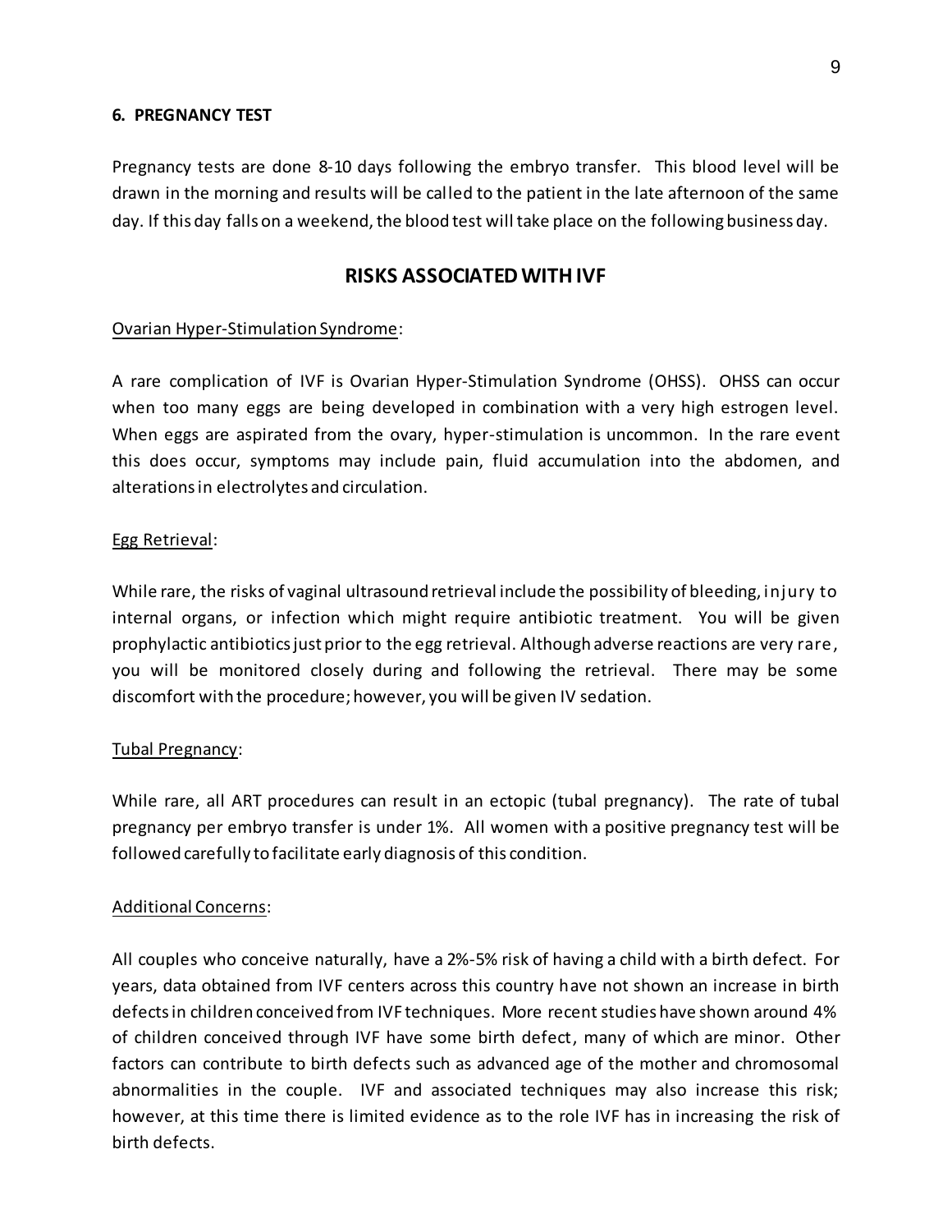### 6. PREGNANCY TEST

Pregnancy tests are done 8-10 days following the embryo transfer. This blood level will be drawn in the morning and results will be called to the patient in the late afternoon of the same day. If this day falls on a weekend, the blood test will take place on the following business day.

## RISKS ASSOCIATED WITH IVF

Ovarian Hyper-Stimulation Syndrome:

A rare complication of IVF is Ovarian Hyper-Stimulation Syndrome (OHSS). OHSS can occur when too many eggs are being developed in combination with a very high estrogen level. When eggs are aspirated from the ovary, hyper-stimulation is uncommon. In the rare event this does occur, symptoms may include pain, fluid accumulation into the abdomen, and alterations in electrolytes and circulation.

Egg Retrieval:

While rare, the risks of vaginal ultrasound retrieval include the possibility of bleeding, injury to internal organs, or infection which might require antibiotic treatment. You will be given prophylactic antibiotics just prior to the egg retrieval. Although adverse reactions are very rare, you will be monitored closely during and following the retrieval. There may be some discomfort with the procedure; however, you will be given IV sedation.

Tubal Pregnancy:

While rare, all ART procedures can result in an ectopic (tubal pregnancy). The rate of tubal pregnancy per embryo transfer is under 1%. All women with a positive pregnancy test will be followed carefully to facilitate early diagnosis of this condition.

Additional Concerns:

All couples who conceive naturally, have a 2%-5% risk of having a child with a birth defect. For years, data obtained from IVF centers across this country have not shown an increase in birth defects in children conceived from IVF techniques. More recent studies have shown around 4% of children conceived through IVF have some birth defect, many of which are minor. Other factors can contribute to birth defects such as advanced age of the mother and chromosomal abnormalities in the couple. IVF and associated techniques may also increase this risk; however, at this time there is limited evidence as to the role IVF has in increasing the risk of birth defects.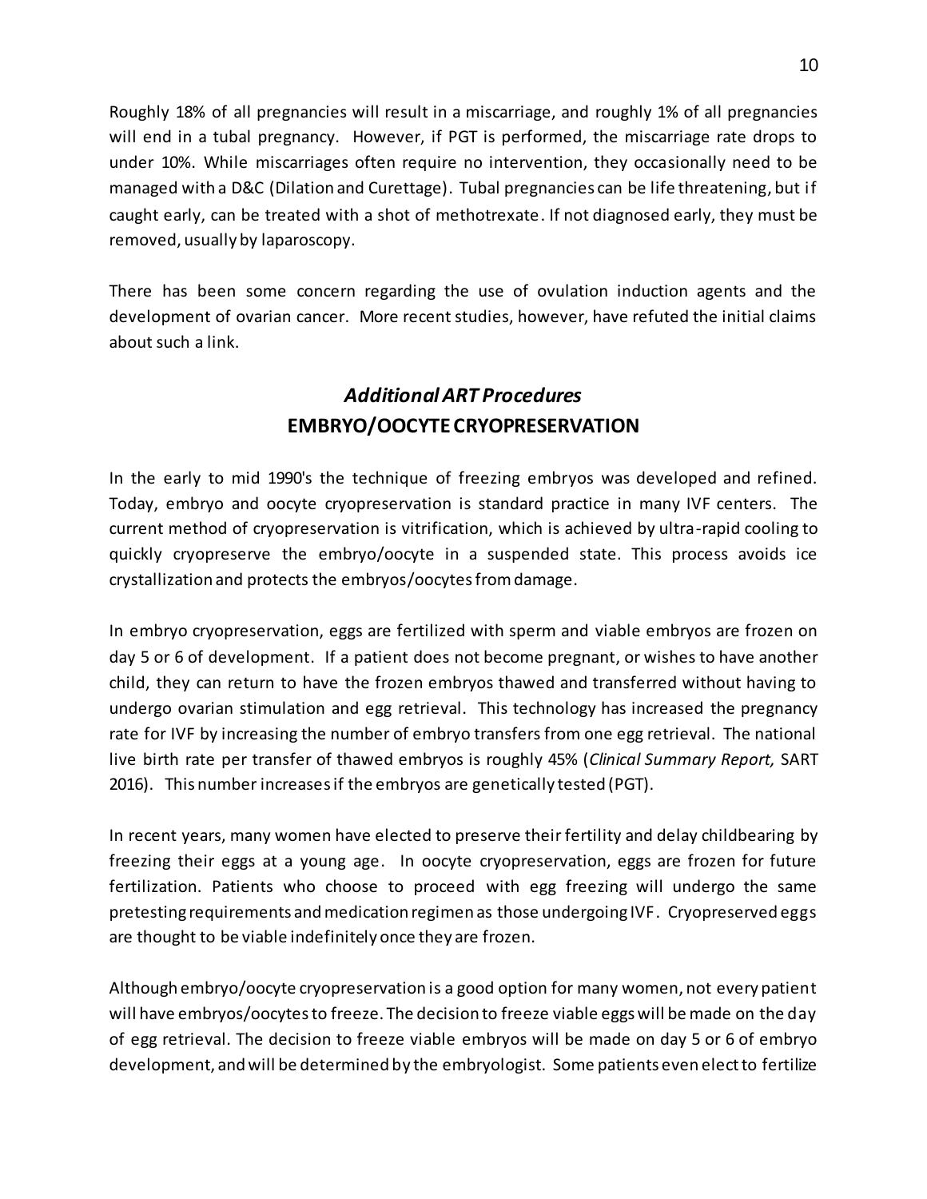Roughly 18% of all pregnancies will result in a miscarriage, and roughly 1% of all pregnancies will end in a tubal pregnancy. However, if PGT is performed, the miscarriage rate drops to under 10%. While miscarriages often require no intervention, they occasionally need to be managed with a D&C (Dilation and Curettage). Tubal pregnancies can be life threatening, but if caught early, can be treated with a shot of methotrexate. If not diagnosed early, they must be removed, usually by laparoscopy.

There has been some concern regarding the use of ovulation induction agents and the development of ovarian cancer. More recent studies, however, have refuted the initial claims about such a link.

## *Additional ART Procedures*

## EMBRYO/OOCYTE CRYOPRESERVATION

In the early to mid 1990's the technique of freezing embryos was developed and refined. Today, embryo and oocyte cryopreservation is standard practice in many IVF centers. The current method of cryopreservation is vitrification, which is achieved by ultra-rapid cooling to quickly cryopreserve the embryo/oocyte in a suspended state. This process avoids ice crystallization and protects the embryos/oocytes from damage.

In embryo cryopreservation, eggs are fertilized with sperm and viable embryos are frozen on day 5 or 6 of development. If a patient does not become pregnant, or wishes to have another child, they can return to have the frozen embryos thawed and transferred without having to undergo ovarian stimulation and egg retrieval. This technology has increased the pregnancy rate for IVF by increasing the number of embryo transfers from one egg retrieval. The national live birth rate per transfer of thawed embryos is roughly 45% (*Clinical Summary Report,* SART 2016). This number increases if the embryos are genetically tested (PGT).

In recent years, many women have elected to preserve their fertility and delay childbearing by freezing their eggs at a young age. In oocyte cryopreservation, eggs are frozen for future fertilization. Patients who choose to proceed with egg freezing will undergo the same pretesting requirements and medication regimen as those undergoing IVF. Cryopreserved eggs are thought to be viable indefinitely once they are frozen.

Although embryo/oocyte cryopreservation is a good option for many women, not every patient will have embryos/oocytes to freeze. The decision to freeze viable eggs will be made on the day of egg retrieval. The decision to freeze viable embryos will be made on day 5 or 6 of embryo development, and will be determined by the embryologist. Some patients even elect to fertilize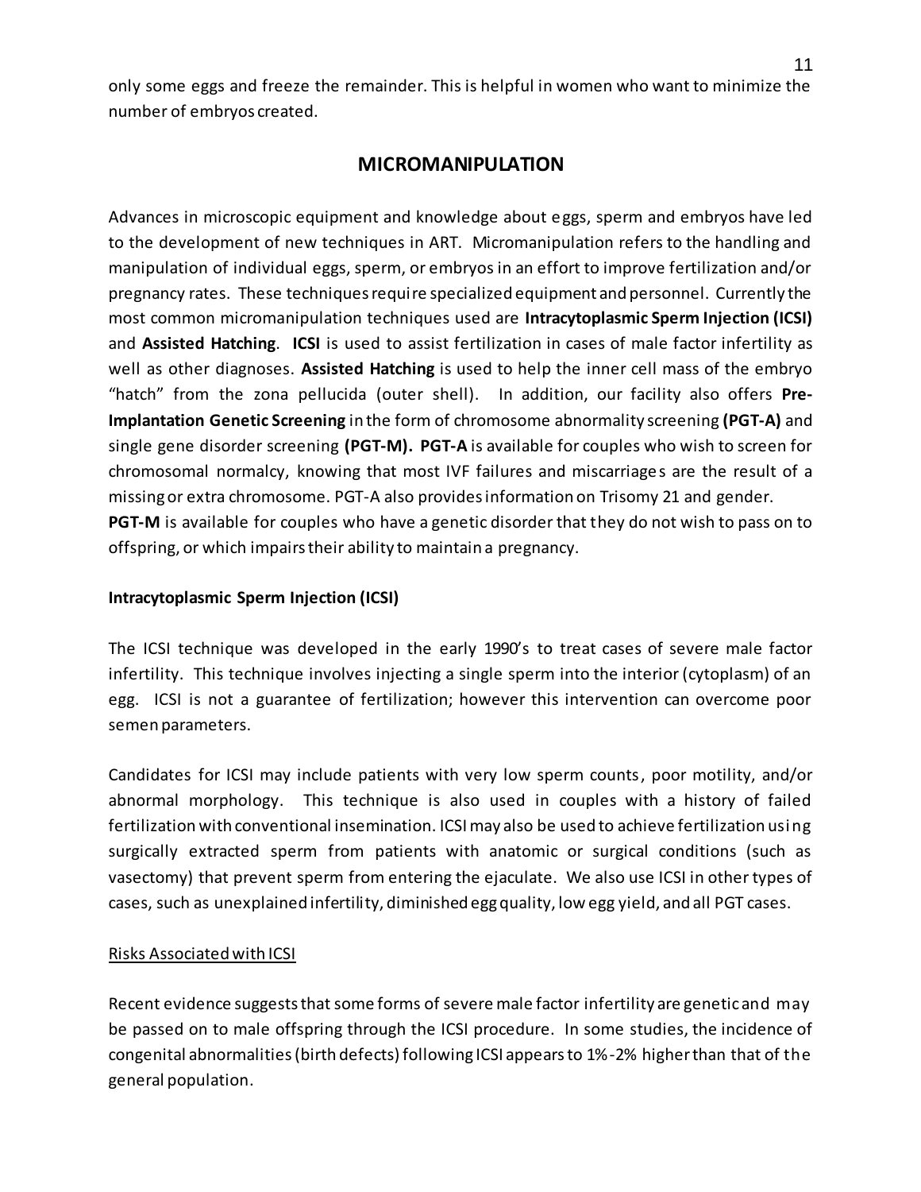only some eggs and freeze the remainder. This is helpful in women who want to minimize the number of embryos created.

## MICROMANIPULATION

Advances in microscopic equipment and knowledge about eggs, sperm and embryos have led to the development of new techniques in ART. Micromanipulation refers to the handling and manipulation of individual eggs, sperm, or embryos in an effort to improve fertilization and/or pregnancy rates. These techniques require specialized equipment and personnel. Currently the most common micromanipulation techniques used are **Intracytoplasmic Sperm Injection (ICSI)** and **Assisted Hatching**. **ICSI** is used to assist fertilization in cases of male factor infertility as well as other diagnoses. **Assisted Hatching** is used to help the inner cell mass of the embryo "hatch" from the zona pellucida (outer shell). In addition, our facility also offers **Pre-Implantation Genetic Screening** in the form of chromosome abnormality screening **(PGT-A)** and single gene disorder screening **(PGT-M). PGT-A** is available for couples who wish to screen for chromosomal normalcy, knowing that most IVF failures and miscarriages are the result of a missing or extra chromosome. PGT-A also provides information on Trisomy 21 and gender.
**PGT-M** is available for couples who have a genetic disorder that they do not wish to pass on to offspring, or which impairs their ability to maintain a pregnancy.

### Intracytoplasmic Sperm Injection (ICSI)

The ICSI technique was developed in the early 1990's to treat cases of severe male factor infertility. This technique involves injecting a single sperm into the interior (cytoplasm) of an egg. ICSI is not a guarantee of fertilization; however this intervention can overcome poor semen parameters.

Candidates for ICSI may include patients with very low sperm counts, poor motility, and/or abnormal morphology. This technique is also used in couples with a history of failed fertilization with conventional insemination. ICSI may also be used to achieve fertilization using surgically extracted sperm from patients with anatomic or surgical conditions (such as vasectomy) that prevent sperm from entering the ejaculate. We also use ICSI in other types of cases, such as unexplained infertility, diminished egg quality, low egg yield, and all PGT cases.

<u>Risks Associated with ICSI</u>

Recent evidence suggests that some forms of severe male factor infertility are genetic and may be passed on to male offspring through the ICSI procedure. In some studies, the incidence of congenital abnormalities (birth defects) following ICSI appears to 1%-2% higher than that of the general population.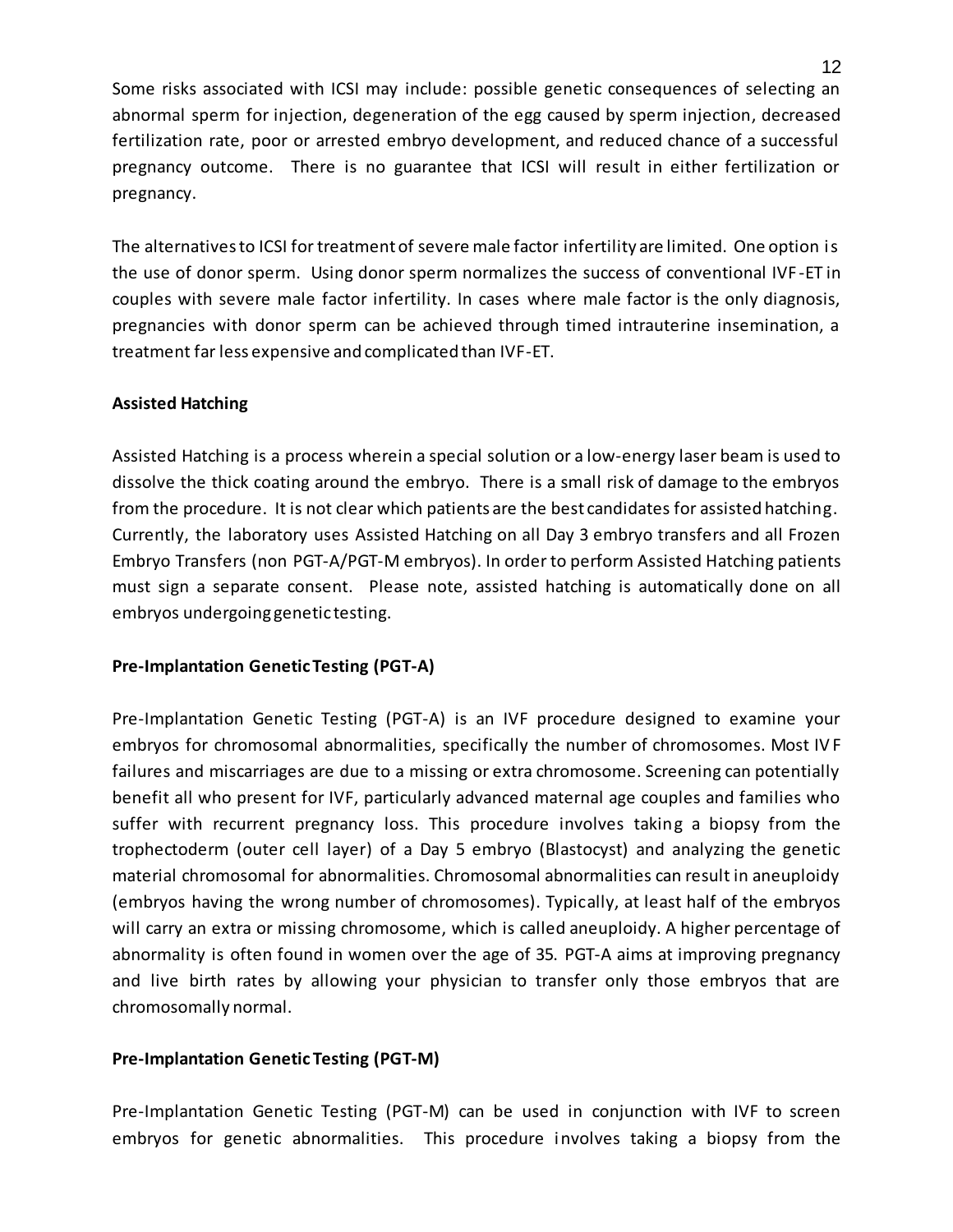Some risks associated with ICSI may include: possible genetic consequences of selecting an abnormal sperm for injection, degeneration of the egg caused by sperm injection, decreased fertilization rate, poor or arrested embryo development, and reduced chance of a successful pregnancy outcome. There is no guarantee that ICSI will result in either fertilization or pregnancy.

The alternatives to ICSI for treatment of severe male factor infertility are limited. One option is the use of donor sperm. Using donor sperm normalizes the success of conventional IVF-ET in couples with severe male factor infertility. In cases where male factor is the only diagnosis, pregnancies with donor sperm can be achieved through timed intrauterine insemination, a treatment far less expensive and complicated than IVF-ET.

**Assisted Hatching**

Assisted Hatching is a process wherein a special solution or a low-energy laser beam is used to dissolve the thick coating around the embryo. There is a small risk of damage to the embryos from the procedure. It is not clear which patients are the best candidates for assisted hatching. Currently, the laboratory uses Assisted Hatching on all Day 3 embryo transfers and all Frozen Embryo Transfers (non PGT-A/PGT-M embryos). In order to perform Assisted Hatching patients must sign a separate consent. Please note, assisted hatching is automatically done on all embryos undergoing genetic testing.

**Pre-Implantation Genetic Testing (PGT-A)**

Pre-Implantation Genetic Testing (PGT-A) is an IVF procedure designed to examine your embryos for chromosomal abnormalities, specifically the number of chromosomes. Most IVF failures and miscarriages are due to a missing or extra chromosome. Screening can potentially benefit all who present for IVF, particularly advanced maternal age couples and families who suffer with recurrent pregnancy loss. This procedure involves taking a biopsy from the trophectoderm (outer cell layer) of a Day 5 embryo (Blastocyst) and analyzing the genetic material chromosomal for abnormalities. Chromosomal abnormalities can result in aneuploidy (embryos having the wrong number of chromosomes). Typically, at least half of the embryos will carry an extra or missing chromosome, which is called aneuploidy. A higher percentage of abnormality is often found in women over the age of 35. PGT-A aims at improving pregnancy and live birth rates by allowing your physician to transfer only those embryos that are chromosomally normal.

**Pre-Implantation Genetic Testing (PGT-M)**

Pre-Implantation Genetic Testing (PGT-M) can be used in conjunction with IVF to screen embryos for genetic abnormalities. This procedure involves taking a biopsy from the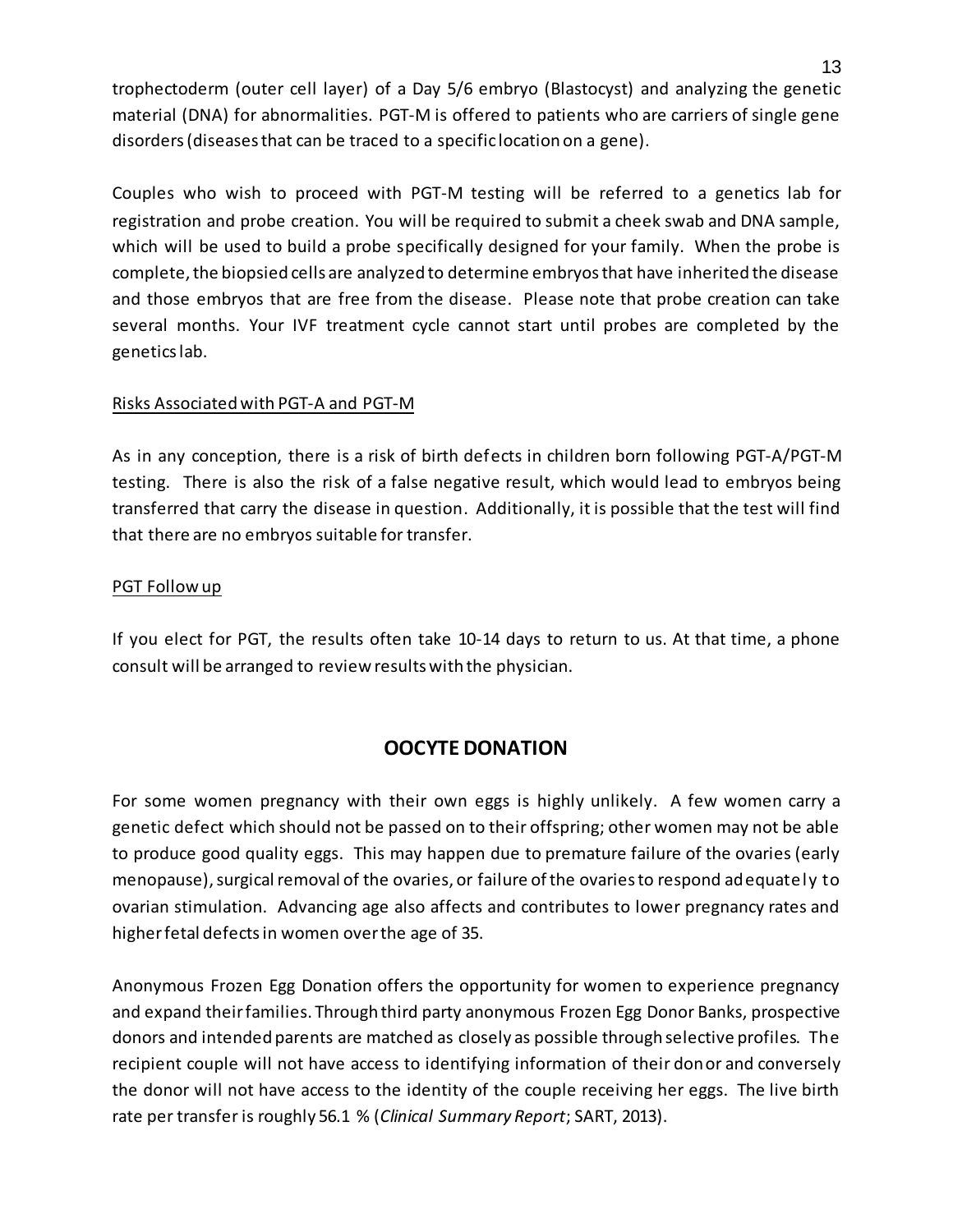trophectoderm (outer cell layer) of a Day 5/6 embryo (Blastocyst) and analyzing the genetic material (DNA) for abnormalities. PGT-M is offered to patients who are carriers of single gene disorders (diseases that can be traced to a specific location on a gene).

Couples who wish to proceed with PGT-M testing will be referred to a genetics lab for registration and probe creation. You will be required to submit a cheek swab and DNA sample, which will be used to build a probe specifically designed for your family. When the probe is complete, the biopsied cells are analyzed to determine embryos that have inherited the disease and those embryos that are free from the disease. Please note that probe creation can take several months. Your IVF treatment cycle cannot start until probes are completed by the genetics lab.

Risks Associated with PGT-A and PGT-M

As in any conception, there is a risk of birth defects in children born following PGT-A/PGT-M testing. There is also the risk of a false negative result, which would lead to embryos being transferred that carry the disease in question. Additionally, it is possible that the test will find that there are no embryos suitable for transfer.

PGT Follow up

If you elect for PGT, the results often take 10-14 days to return to us. At that time, a phone consult will be arranged to review results with the physician.

## OOCYTE DONATION

For some women pregnancy with their own eggs is highly unlikely. A few women carry a genetic defect which should not be passed on to their offspring; other women may not be able to produce good quality eggs. This may happen due to premature failure of the ovaries (early menopause), surgical removal of the ovaries, or failure of the ovaries to respond adequately to ovarian stimulation. Advancing age also affects and contributes to lower pregnancy rates and higher fetal defects in women over the age of 35.

Anonymous Frozen Egg Donation offers the opportunity for women to experience pregnancy and expand their families. Through third party anonymous Frozen Egg Donor Banks, prospective donors and intended parents are matched as closely as possible through selective profiles. The recipient couple will not have access to identifying information of their donor and conversely the donor will not have access to the identity of the couple receiving her eggs. The live birth rate per transfer is roughly 56.1 % (*Clinical Summary Report*; SART, 2013).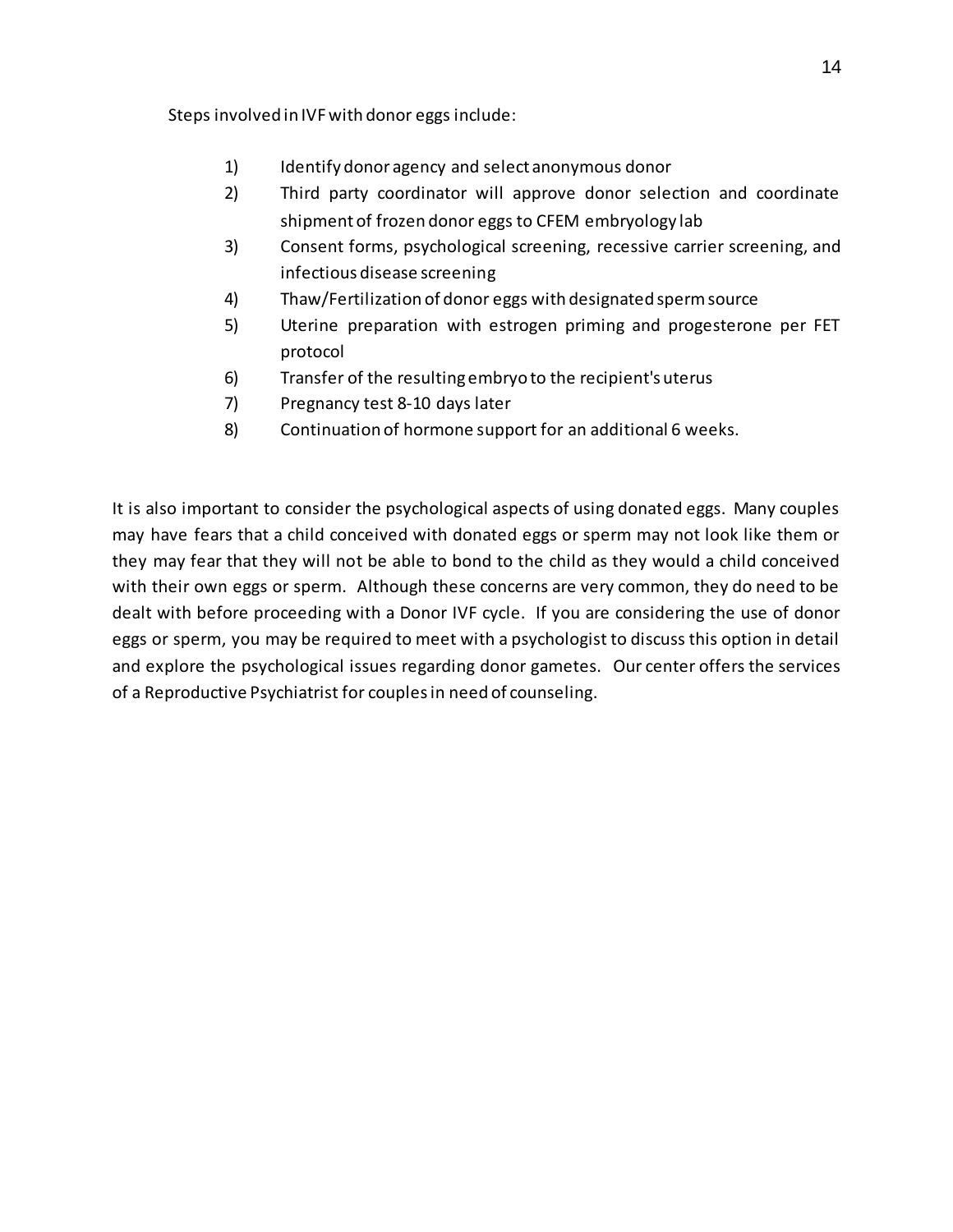Steps involved in IVF with donor eggs include:

1) Identify donor agency and select anonymous donor
2) Third party coordinator will approve donor selection and coordinate shipment of frozen donor eggs to CFEM embryology lab
3) Consent forms, psychological screening, recessive carrier screening, and infectious disease screening
4) Thaw/Fertilization of donor eggs with designated sperm source
5) Uterine preparation with estrogen priming and progesterone per FET protocol
6) Transfer of the resulting embryo to the recipient's uterus
7) Pregnancy test 8-10 days later
8) Continuation of hormone support for an additional 6 weeks.

It is also important to consider the psychological aspects of using donated eggs. Many couples may have fears that a child conceived with donated eggs or sperm may not look like them or they may fear that they will not be able to bond to the child as they would a child conceived with their own eggs or sperm. Although these concerns are very common, they do need to be dealt with before proceeding with a Donor IVF cycle. If you are considering the use of donor eggs or sperm, you may be required to meet with a psychologist to discuss this option in detail and explore the psychological issues regarding donor gametes. Our center offers the services of a Reproductive Psychiatrist for couples in need of counseling.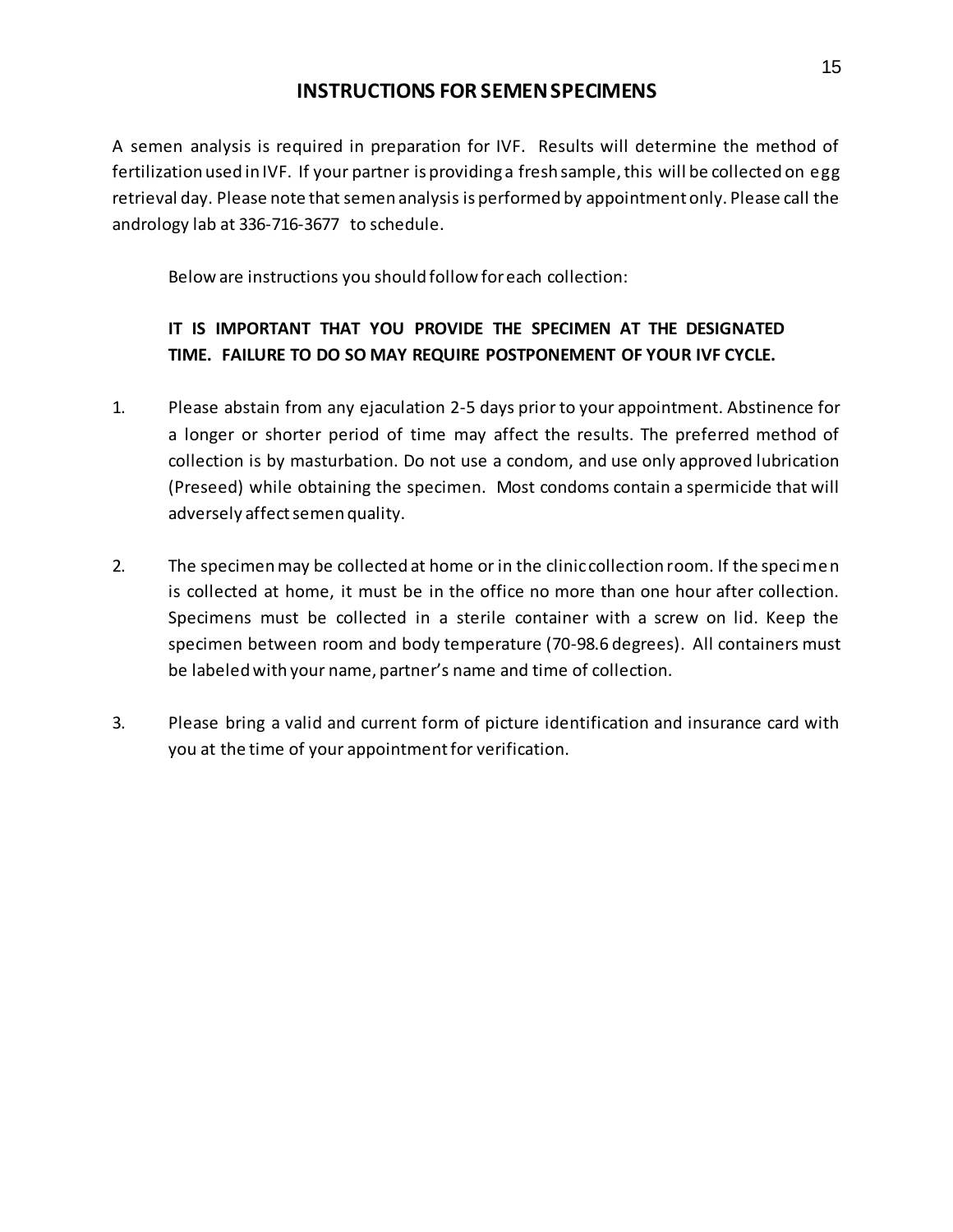## INSTRUCTIONS FOR SEMEN SPECIMENS

A semen analysis is required in preparation for IVF. Results will determine the method of fertilization used in IVF. If your partner is providing a fresh sample, this will be collected on egg retrieval day. Please note that semen analysis is performed by appointment only. Please call the andrology lab at 336-716-3677 to schedule.

Below are instructions you should follow for each collection:

**IT IS IMPORTANT THAT YOU PROVIDE THE SPECIMEN AT THE DESIGNATED TIME. FAILURE TO DO SO MAY REQUIRE POSTPONEMENT OF YOUR IVF CYCLE.**

1. Please abstain from any ejaculation 2-5 days prior to your appointment. Abstinence for a longer or shorter period of time may affect the results. The preferred method of collection is by masturbation. Do not use a condom, and use only approved lubrication (Preseed) while obtaining the specimen. Most condoms contain a spermicide that will adversely affect semen quality.

2. The specimen may be collected at home or in the clinic collection room. If the specimen is collected at home, it must be in the office no more than one hour after collection. Specimens must be collected in a sterile container with a screw on lid. Keep the specimen between room and body temperature (70-98.6 degrees). All containers must be labeled with your name, partner's name and time of collection.

3. Please bring a valid and current form of picture identification and insurance card with you at the time of your appointment for verification.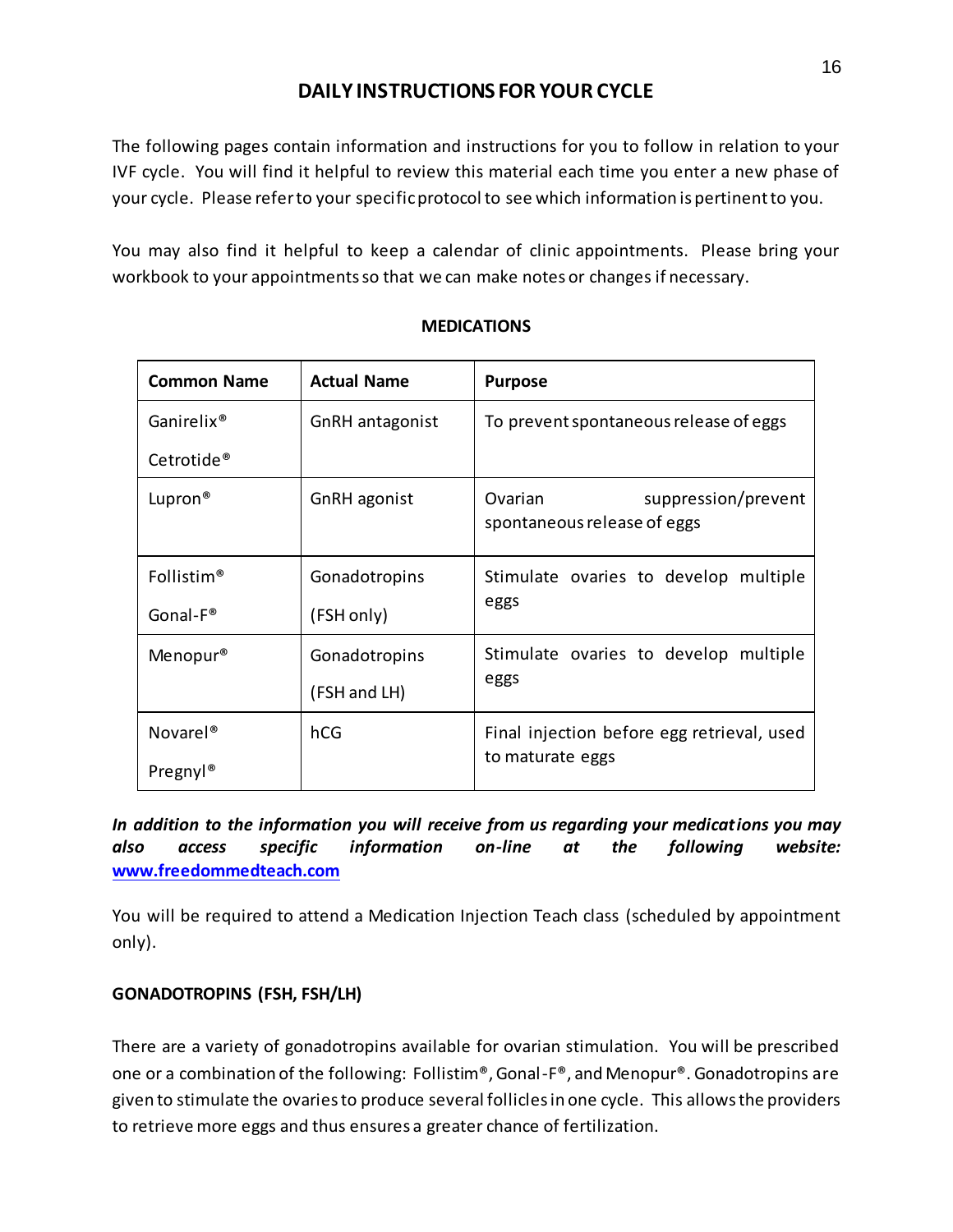# DAILY INSTRUCTIONS FOR YOUR CYCLE

The following pages contain information and instructions for you to follow in relation to your IVF cycle. You will find it helpful to review this material each time you enter a new phase of your cycle. Please refer to your specific protocol to see which information is pertinent to you.

You may also find it helpful to keep a calendar of clinic appointments. Please bring your workbook to your appointments so that we can make notes or changes if necessary.

## MEDICATIONS

| Common Name | Actual Name | Purpose |
|---|---|---|
| Ganirelix® Cetrotide® | GnRH antagonist | To prevent spontaneous release of eggs |
| Lupron® | GnRH agonist | Ovarian suppression/prevent spontaneous release of eggs |
| Follistim® Gonal-F® | Gonadotropins (FSH only) | Stimulate ovaries to develop multiple eggs |
| Menopur® | Gonadotropins (FSH and LH) | Stimulate ovaries to develop multiple eggs |
| Novarel® Pregnyl® | hCG | Final injection before egg retrieval, used to maturate eggs |

***In addition to the information you will receive from us regarding your medications you may also access specific information on-line at the following website: www.freedommedteach.com***

You will be required to attend a Medication Injection Teach class (scheduled by appointment only).

### GONADOTROPINS (FSH, FSH/LH)

There are a variety of gonadotropins available for ovarian stimulation. You will be prescribed one or a combination of the following: Follistim®, Gonal-F®, and Menopur®. Gonadotropins are given to stimulate the ovaries to produce several follicles in one cycle. This allows the providers to retrieve more eggs and thus ensures a greater chance of fertilization.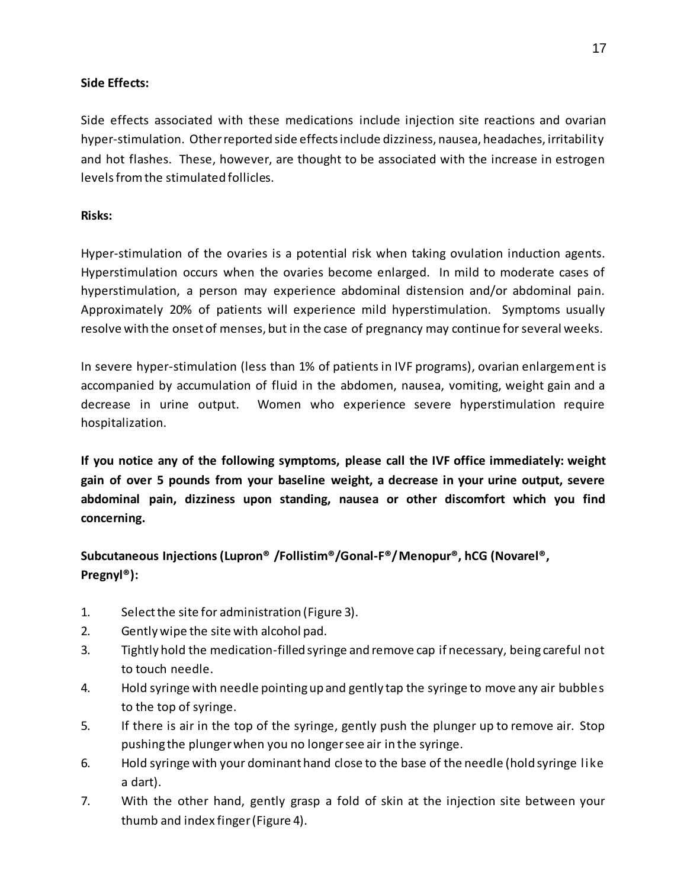**Side Effects:**

Side effects associated with these medications include injection site reactions and ovarian hyper-stimulation. Other reported side effects include dizziness, nausea, headaches, irritability and hot flashes. These, however, are thought to be associated with the increase in estrogen levels from the stimulated follicles.

**Risks:**

Hyper-stimulation of the ovaries is a potential risk when taking ovulation induction agents. Hyperstimulation occurs when the ovaries become enlarged. In mild to moderate cases of hyperstimulation, a person may experience abdominal distension and/or abdominal pain. Approximately 20% of patients will experience mild hyperstimulation. Symptoms usually resolve with the onset of menses, but in the case of pregnancy may continue for several weeks.

In severe hyper-stimulation (less than 1% of patients in IVF programs), ovarian enlargement is accompanied by accumulation of fluid in the abdomen, nausea, vomiting, weight gain and a decrease in urine output. Women who experience severe hyperstimulation require hospitalization.

**If you notice any of the following symptoms, please call the IVF office immediately: weight gain of over 5 pounds from your baseline weight, a decrease in your urine output, severe abdominal pain, dizziness upon standing, nausea or other discomfort which you find concerning.**

**Subcutaneous Injections (Lupron® /Follistim®/Gonal-F®/ Menopur®, hCG (Novarel®, Pregnyl®):**

1. Select the site for administration (Figure 3).
2. Gently wipe the site with alcohol pad.
3. Tightly hold the medication-filled syringe and remove cap if necessary, being careful not to touch needle.
4. Hold syringe with needle pointing up and gently tap the syringe to move any air bubbles to the top of syringe.
5. If there is air in the top of the syringe, gently push the plunger up to remove air. Stop pushing the plunger when you no longer see air in the syringe.
6. Hold syringe with your dominant hand close to the base of the needle (hold syringe like a dart).
7. With the other hand, gently grasp a fold of skin at the injection site between your thumb and index finger (Figure 4).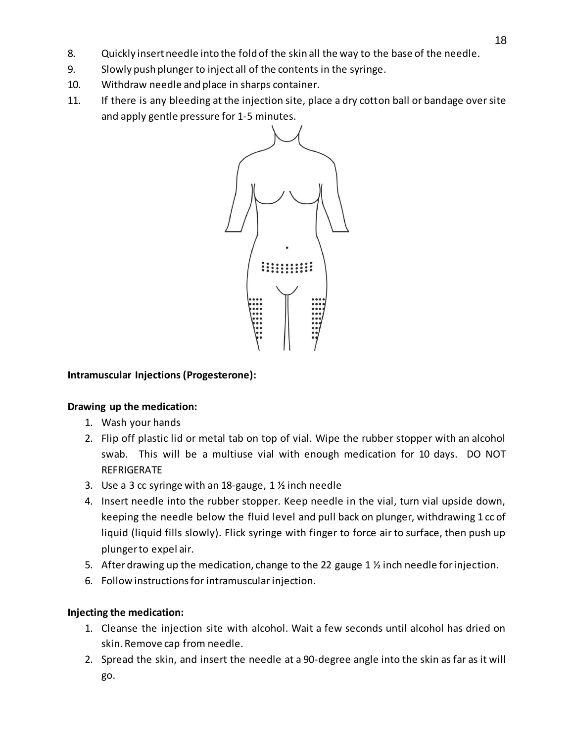8. Quickly insert needle into the fold of the skin all the way to the base of the needle.
9. Slowly push plunger to inject all of the contents in the syringe.
10. Withdraw needle and place in sharps container.
11. If there is any bleeding at the injection site, place a dry cotton ball or bandage over site and apply gentle pressure for 1-5 minutes.

**Intramuscular Injections (Progesterone):**

**Drawing up the medication:**

1. Wash your hands
2. Flip off plastic lid or metal tab on top of vial. Wipe the rubber stopper with an alcohol swab. This will be a multiuse vial with enough medication for 10 days. DO NOT REFRIGERATE
3. Use a 3 cc syringe with an 18-gauge, 1 ½ inch needle
4. Insert needle into the rubber stopper. Keep needle in the vial, turn vial upside down, keeping the needle below the fluid level and pull back on plunger, withdrawing 1 cc of liquid (liquid fills slowly). Flick syringe with finger to force air to surface, then push up plunger to expel air.
5. After drawing up the medication, change to the 22 gauge 1 ½ inch needle for injection.
6. Follow instructions for intramuscular injection.

**Injecting the medication:**

1. Cleanse the injection site with alcohol. Wait a few seconds until alcohol has dried on skin. Remove cap from needle.
2. Spread the skin, and insert the needle at a 90-degree angle into the skin as far as it will go.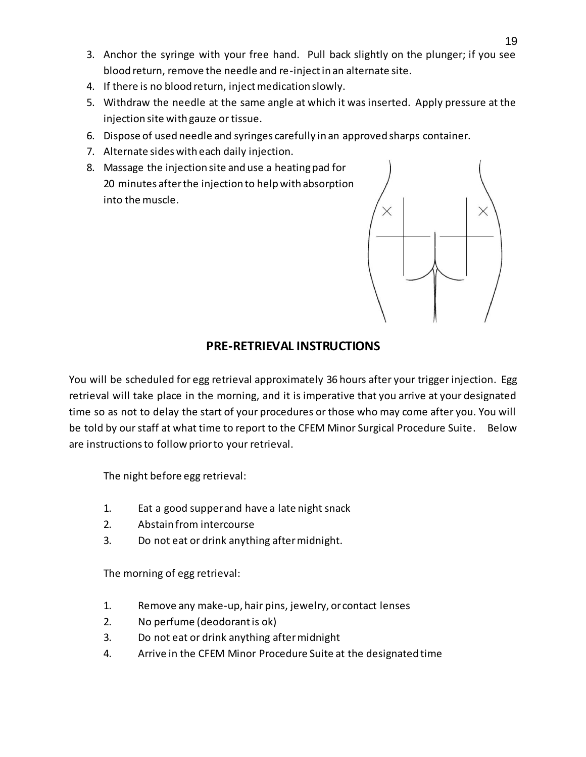3. Anchor the syringe with your free hand. Pull back slightly on the plunger; if you see blood return, remove the needle and re-inject in an alternate site.
4. If there is no blood return, inject medication slowly.
5. Withdraw the needle at the same angle at which it was inserted. Apply pressure at the injection site with gauze or tissue.
6. Dispose of used needle and syringes carefully in an approved sharps container.
7. Alternate sides with each daily injection.
8. Massage the injection site and use a heating pad for 20 minutes after the injection to help with absorption into the muscle.

## PRE-RETRIEVAL INSTRUCTIONS

You will be scheduled for egg retrieval approximately 36 hours after your trigger injection. Egg retrieval will take place in the morning, and it is imperative that you arrive at your designated time so as not to delay the start of your procedures or those who may come after you. You will be told by our staff at what time to report to the CFEM Minor Surgical Procedure Suite. Below are instructions to follow prior to your retrieval.

The night before egg retrieval:

1. Eat a good supper and have a late night snack
2. Abstain from intercourse
3. Do not eat or drink anything after midnight.

The morning of egg retrieval:

1. Remove any make-up, hair pins, jewelry, or contact lenses
2. No perfume (deodorant is ok)
3. Do not eat or drink anything after midnight
4. Arrive in the CFEM Minor Procedure Suite at the designated time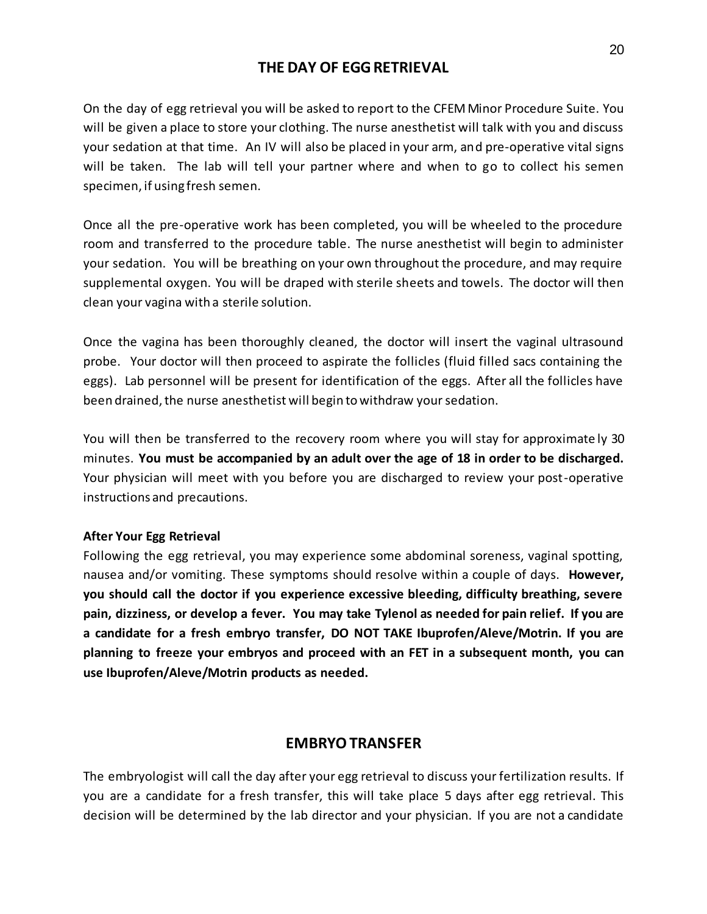## THE DAY OF EGG RETRIEVAL

On the day of egg retrieval you will be asked to report to the CFEM Minor Procedure Suite. You will be given a place to store your clothing. The nurse anesthetist will talk with you and discuss your sedation at that time. An IV will also be placed in your arm, and pre-operative vital signs will be taken. The lab will tell your partner where and when to go to collect his semen specimen, if using fresh semen.

Once all the pre-operative work has been completed, you will be wheeled to the procedure room and transferred to the procedure table. The nurse anesthetist will begin to administer your sedation. You will be breathing on your own throughout the procedure, and may require supplemental oxygen. You will be draped with sterile sheets and towels. The doctor will then clean your vagina with a sterile solution.

Once the vagina has been thoroughly cleaned, the doctor will insert the vaginal ultrasound probe. Your doctor will then proceed to aspirate the follicles (fluid filled sacs containing the eggs). Lab personnel will be present for identification of the eggs. After all the follicles have been drained, the nurse anesthetist will begin to withdraw your sedation.

You will then be transferred to the recovery room where you will stay for approximately 30 minutes. **You must be accompanied by an adult over the age of 18 in order to be discharged.** Your physician will meet with you before you are discharged to review your post-operative instructions and precautions.

**After Your Egg Retrieval**

Following the egg retrieval, you may experience some abdominal soreness, vaginal spotting, nausea and/or vomiting. These symptoms should resolve within a couple of days. **However, you should call the doctor if you experience excessive bleeding, difficulty breathing, severe pain, dizziness, or develop a fever. You may take Tylenol as needed for pain relief. If you are a candidate for a fresh embryo transfer, DO NOT TAKE Ibuprofen/Aleve/Motrin. If you are planning to freeze your embryos and proceed with an FET in a subsequent month, you can use Ibuprofen/Aleve/Motrin products as needed.**

## EMBRYO TRANSFER

The embryologist will call the day after your egg retrieval to discuss your fertilization results. If you are a candidate for a fresh transfer, this will take place 5 days after egg retrieval. This decision will be determined by the lab director and your physician. If you are not a candidate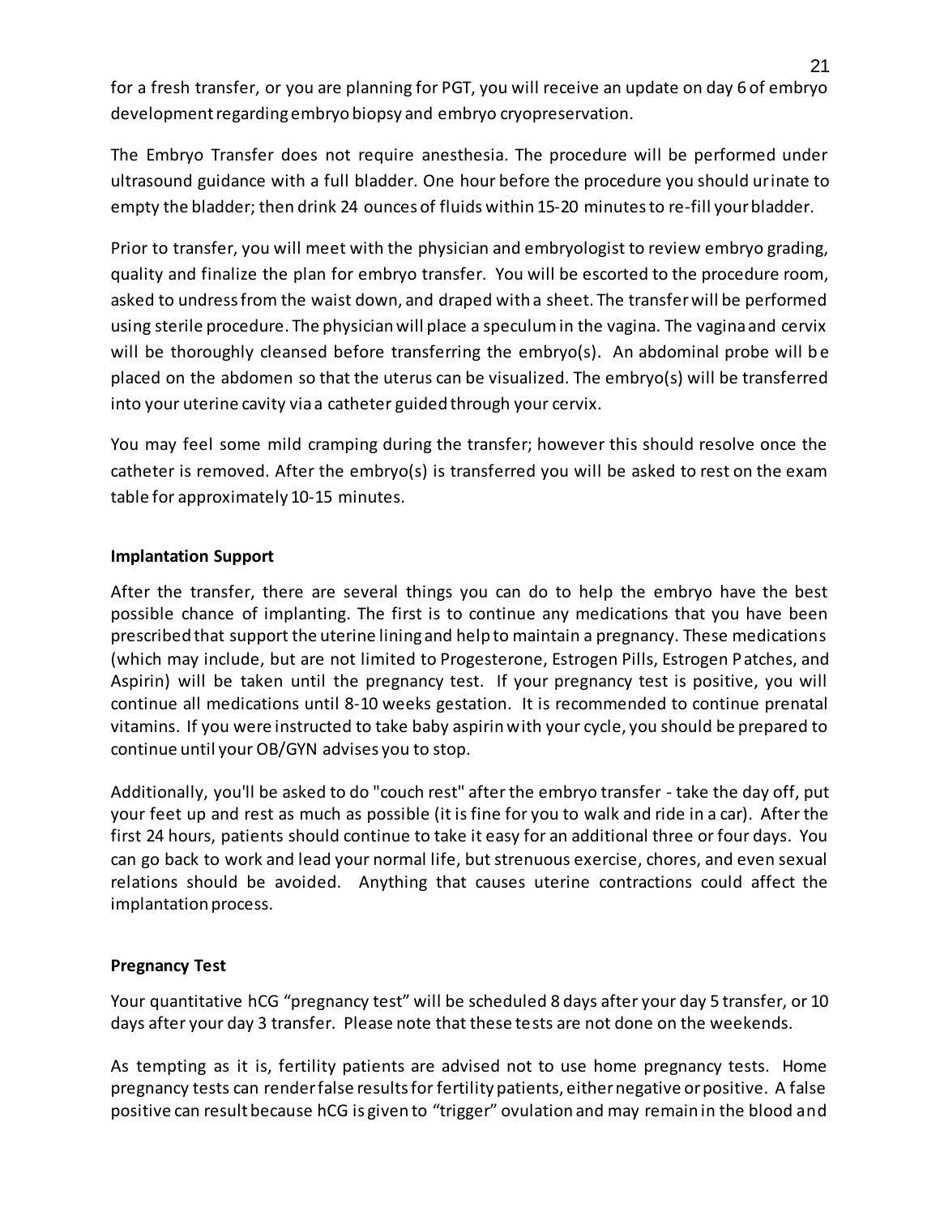for a fresh transfer, or you are planning for PGT, you will receive an update on day 6 of embryo development regarding embryo biopsy and embryo cryopreservation.

The Embryo Transfer does not require anesthesia. The procedure will be performed under ultrasound guidance with a full bladder. One hour before the procedure you should urinate to empty the bladder; then drink 24 ounces of fluids within 15-20 minutes to re-fill your bladder.

Prior to transfer, you will meet with the physician and embryologist to review embryo grading, quality and finalize the plan for embryo transfer. You will be escorted to the procedure room, asked to undress from the waist down, and draped with a sheet. The transfer will be performed using sterile procedure. The physician will place a speculum in the vagina. The vagina and cervix will be thoroughly cleansed before transferring the embryo(s). An abdominal probe will be placed on the abdomen so that the uterus can be visualized. The embryo(s) will be transferred into your uterine cavity via a catheter guided through your cervix.

You may feel some mild cramping during the transfer; however this should resolve once the catheter is removed. After the embryo(s) is transferred you will be asked to rest on the exam table for approximately 10-15 minutes.

**Implantation Support**

After the transfer, there are several things you can do to help the embryo have the best possible chance of implanting. The first is to continue any medications that you have been prescribed that support the uterine lining and help to maintain a pregnancy. These medications (which may include, but are not limited to Progesterone, Estrogen Pills, Estrogen Patches, and Aspirin) will be taken until the pregnancy test. If your pregnancy test is positive, you will continue all medications until 8-10 weeks gestation. It is recommended to continue prenatal vitamins. If you were instructed to take baby aspirin with your cycle, you should be prepared to continue until your OB/GYN advises you to stop.

Additionally, you'll be asked to do "couch rest" after the embryo transfer - take the day off, put your feet up and rest as much as possible (it is fine for you to walk and ride in a car). After the first 24 hours, patients should continue to take it easy for an additional three or four days. You can go back to work and lead your normal life, but strenuous exercise, chores, and even sexual relations should be avoided. Anything that causes uterine contractions could affect the implantation process.

**Pregnancy Test**

Your quantitative hCG "pregnancy test" will be scheduled 8 days after your day 5 transfer, or 10 days after your day 3 transfer. Please note that these tests are not done on the weekends.

As tempting as it is, fertility patients are advised not to use home pregnancy tests. Home pregnancy tests can render false results for fertility patients, either negative or positive. A false positive can result because hCG is given to "trigger" ovulation and may remain in the blood and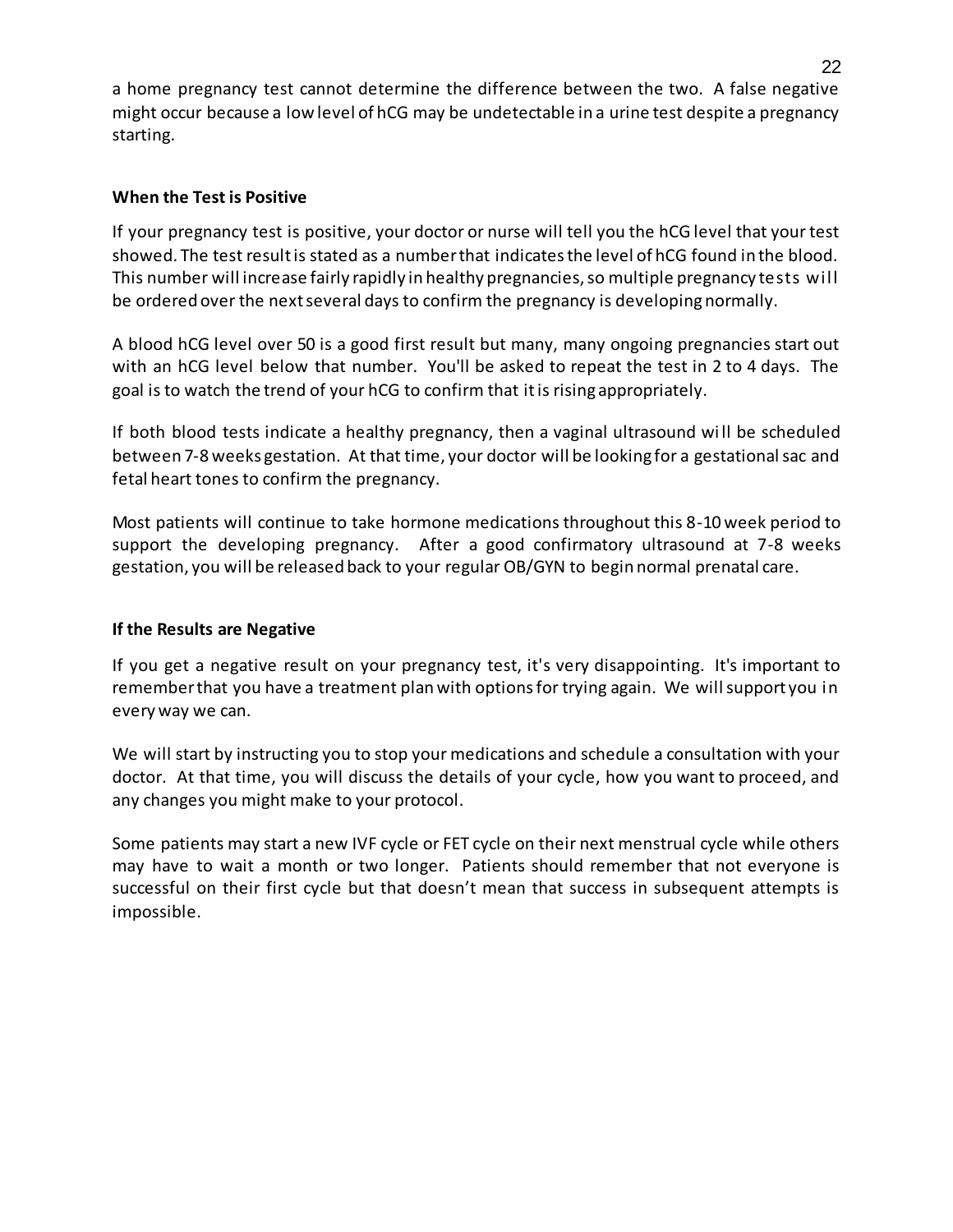a home pregnancy test cannot determine the difference between the two. A false negative might occur because a low level of hCG may be undetectable in a urine test despite a pregnancy starting.

**When the Test is Positive**

If your pregnancy test is positive, your doctor or nurse will tell you the hCG level that your test showed. The test result is stated as a number that indicates the level of hCG found in the blood. This number will increase fairly rapidly in healthy pregnancies, so multiple pregnancy tests will be ordered over the next several days to confirm the pregnancy is developing normally.

A blood hCG level over 50 is a good first result but many, many ongoing pregnancies start out with an hCG level below that number. You'll be asked to repeat the test in 2 to 4 days. The goal is to watch the trend of your hCG to confirm that it is rising appropriately.

If both blood tests indicate a healthy pregnancy, then a vaginal ultrasound will be scheduled between 7-8 weeks gestation. At that time, your doctor will be looking for a gestational sac and fetal heart tones to confirm the pregnancy.

Most patients will continue to take hormone medications throughout this 8-10 week period to support the developing pregnancy. After a good confirmatory ultrasound at 7-8 weeks gestation, you will be released back to your regular OB/GYN to begin normal prenatal care.

**If the Results are Negative**

If you get a negative result on your pregnancy test, it's very disappointing. It's important to remember that you have a treatment plan with options for trying again. We will support you in every way we can.

We will start by instructing you to stop your medications and schedule a consultation with your doctor. At that time, you will discuss the details of your cycle, how you want to proceed, and any changes you might make to your protocol.

Some patients may start a new IVF cycle or FET cycle on their next menstrual cycle while others may have to wait a month or two longer. Patients should remember that not everyone is successful on their first cycle but that doesn't mean that success in subsequent attempts is impossible.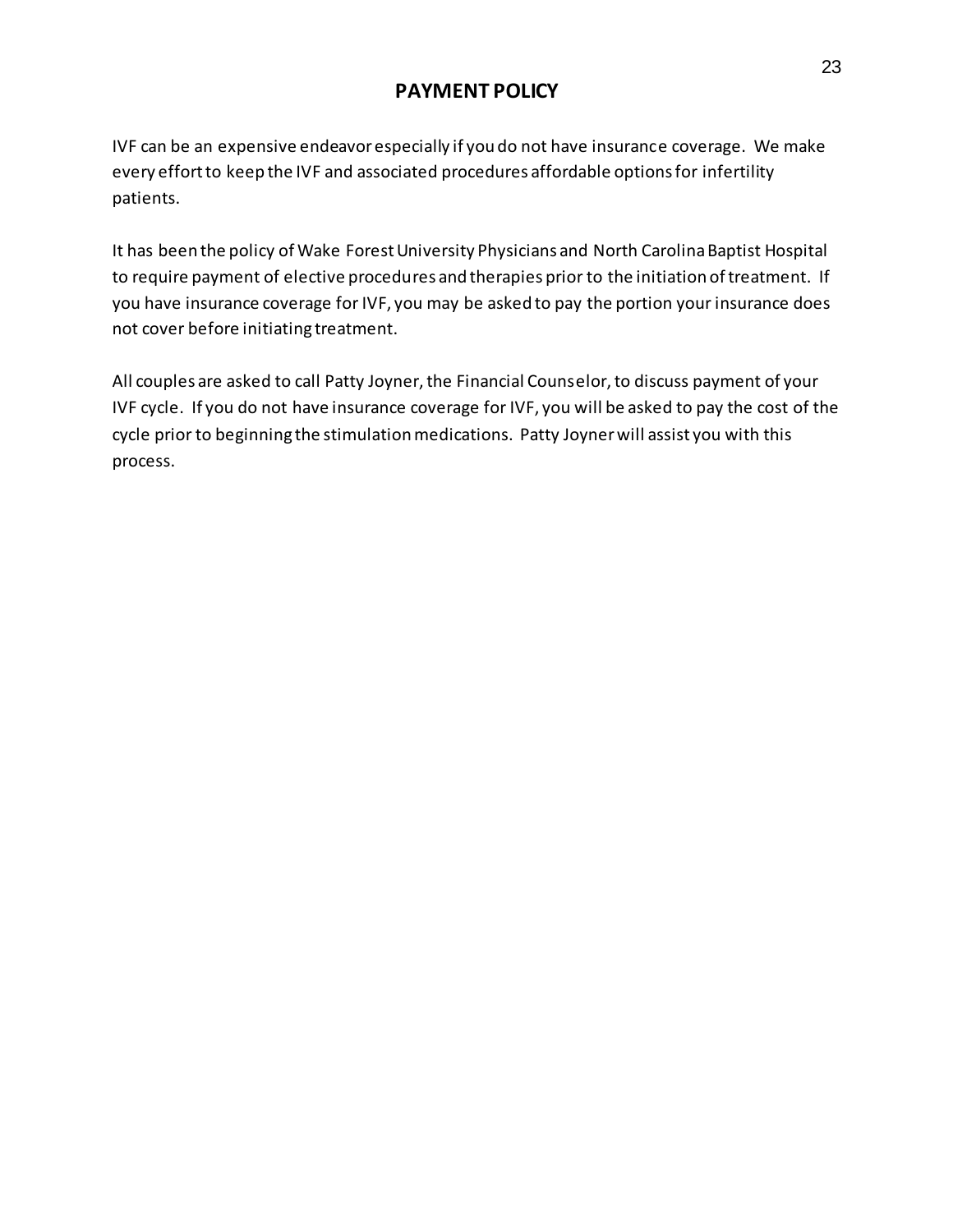# PAYMENT POLICY

IVF can be an expensive endeavor especially if you do not have insurance coverage. We make every effort to keep the IVF and associated procedures affordable options for infertility patients.

It has been the policy of Wake Forest University Physicians and North Carolina Baptist Hospital to require payment of elective procedures and therapies prior to the initiation of treatment. If you have insurance coverage for IVF, you may be asked to pay the portion your insurance does not cover before initiating treatment.

All couples are asked to call Patty Joyner, the Financial Counselor, to discuss payment of your IVF cycle. If you do not have insurance coverage for IVF, you will be asked to pay the cost of the cycle prior to beginning the stimulation medications. Patty Joyner will assist you with this process.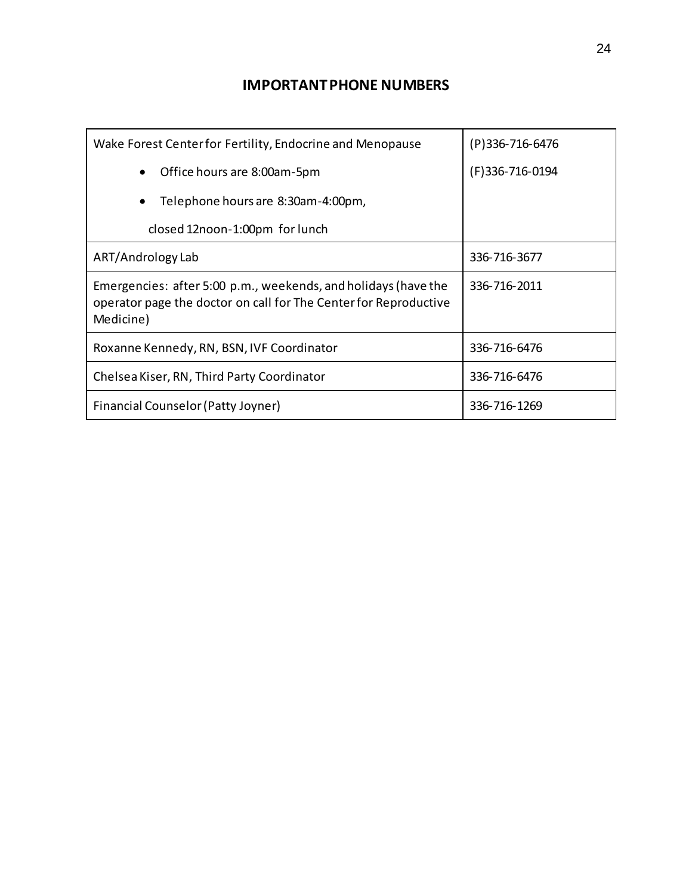## IMPORTANT PHONE NUMBERS

| | |
|---|---|
| Wake Forest Center for Fertility, Endocrine and Menopause<br>• Office hours are 8:00am-5pm<br>• Telephone hours are 8:30am-4:00pm, closed 12noon-1:00pm for lunch | (P)336-716-6476<br>(F)336-716-0194 |
| ART/Andrology Lab | 336-716-3677 |
| Emergencies: after 5:00 p.m., weekends, and holidays (have the operator page the doctor on call for The Center for Reproductive Medicine) | 336-716-2011 |
| Roxanne Kennedy, RN, BSN, IVF Coordinator | 336-716-6476 |
| Chelsea Kiser, RN, Third Party Coordinator | 336-716-6476 |
| Financial Counselor (Patty Joyner) | 336-716-1269 |